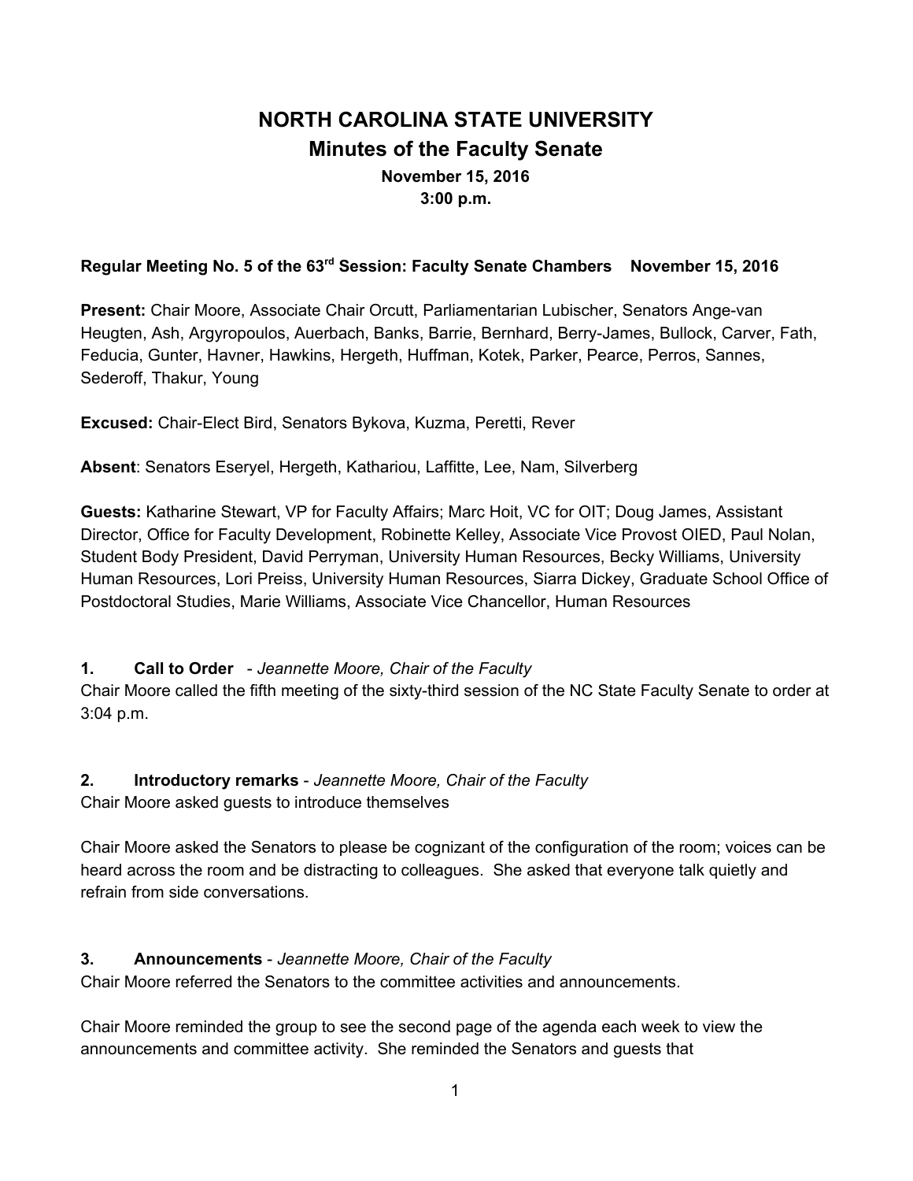# NORTH CAROLINA STATE UNIVERSITY
## Minutes of the Faculty Senate
**November 15, 2016**
**3:00 p.m.**

**Regular Meeting No. 5 of the 63rd Session: Faculty Senate Chambers    November 15, 2016**

**Present:** Chair Moore, Associate Chair Orcutt, Parliamentarian Lubischer, Senators Ange-van Heugten, Ash, Argyropoulos, Auerbach, Banks, Barrie, Bernhard, Berry-James, Bullock, Carver, Fath, Feducia, Gunter, Havner, Hawkins, Hergeth, Huffman, Kotek, Parker, Pearce, Perros, Sannes, Sederoff, Thakur, Young

**Excused:** Chair-Elect Bird, Senators Bykova, Kuzma, Peretti, Rever

**Absent**: Senators Eseryel, Hergeth, Kathariou, Laffitte, Lee, Nam, Silverberg

**Guests:** Katharine Stewart, VP for Faculty Affairs; Marc Hoit, VC for OIT; Doug James, Assistant Director, Office for Faculty Development, Robinette Kelley, Associate Vice Provost OIED, Paul Nolan, Student Body President, David Perryman, University Human Resources, Becky Williams, University Human Resources, Lori Preiss, University Human Resources, Siarra Dickey, Graduate School Office of Postdoctoral Studies, Marie Williams, Associate Vice Chancellor, Human Resources

**1. Call to Order** - *Jeannette Moore, Chair of the Faculty*
Chair Moore called the fifth meeting of the sixty-third session of the NC State Faculty Senate to order at 3:04 p.m.

**2. Introductory remarks** - *Jeannette Moore, Chair of the Faculty*
Chair Moore asked guests to introduce themselves

Chair Moore asked the Senators to please be cognizant of the configuration of the room; voices can be heard across the room and be distracting to colleagues. She asked that everyone talk quietly and refrain from side conversations.

**3. Announcements** - *Jeannette Moore, Chair of the Faculty*
Chair Moore referred the Senators to the committee activities and announcements.

Chair Moore reminded the group to see the second page of the agenda each week to view the announcements and committee activity. She reminded the Senators and guests that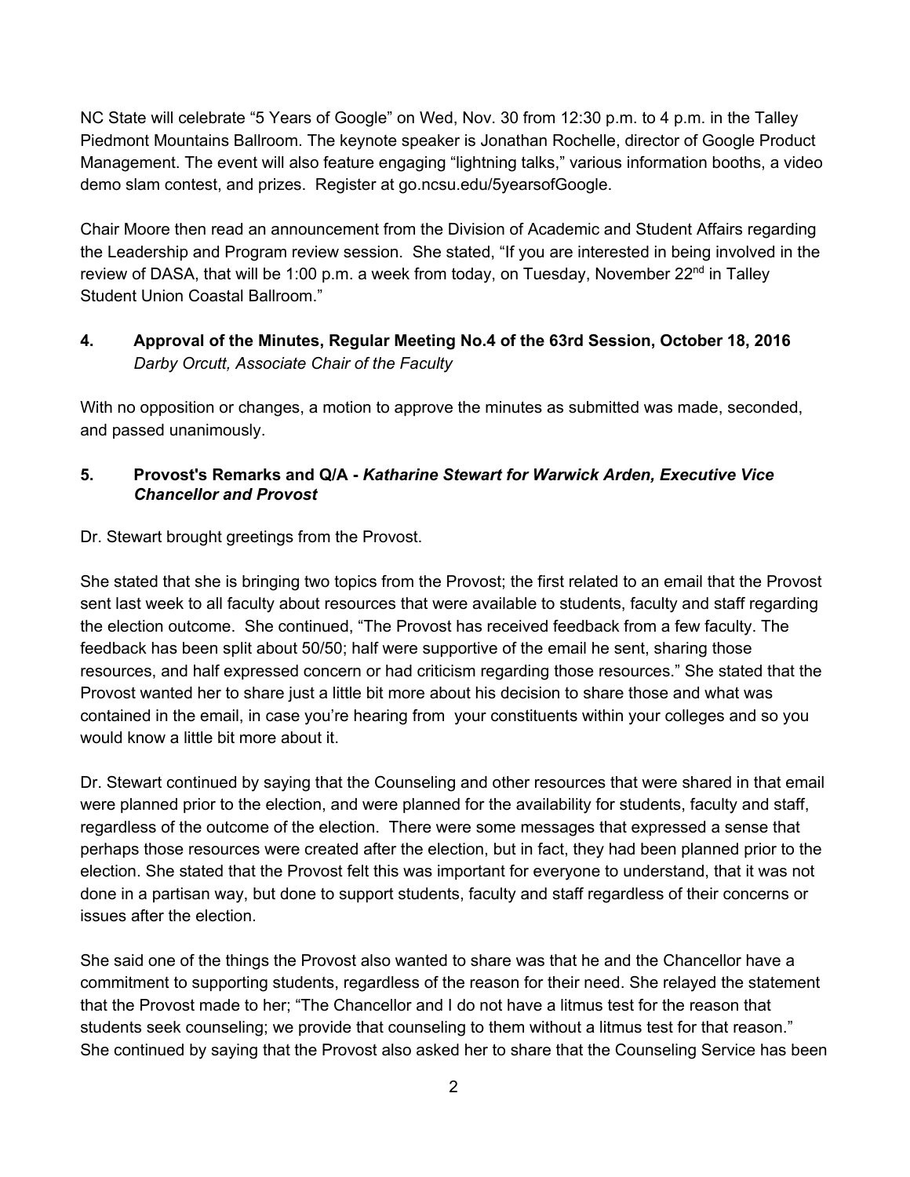NC State will celebrate "5 Years of Google" on Wed, Nov. 30 from 12:30 p.m. to 4 p.m. in the Talley Piedmont Mountains Ballroom. The keynote speaker is Jonathan Rochelle, director of Google Product Management. The event will also feature engaging "lightning talks," various information booths, a video demo slam contest, and prizes. Register at go.ncsu.edu/5yearsofGoogle.

Chair Moore then read an announcement from the Division of Academic and Student Affairs regarding the Leadership and Program review session. She stated, "If you are interested in being involved in the review of DASA, that will be 1:00 p.m. a week from today, on Tuesday, November 22nd in Talley Student Union Coastal Ballroom."

### 4. Approval of the Minutes, Regular Meeting No.4 of the 63rd Session, October 18, 2016
*Darby Orcutt, Associate Chair of the Faculty*

With no opposition or changes, a motion to approve the minutes as submitted was made, seconded, and passed unanimously.

### 5. Provost's Remarks and Q/A - *Katharine Stewart for Warwick Arden, Executive Vice Chancellor and Provost*

Dr. Stewart brought greetings from the Provost.

She stated that she is bringing two topics from the Provost; the first related to an email that the Provost sent last week to all faculty about resources that were available to students, faculty and staff regarding the election outcome. She continued, "The Provost has received feedback from a few faculty. The feedback has been split about 50/50; half were supportive of the email he sent, sharing those resources, and half expressed concern or had criticism regarding those resources." She stated that the Provost wanted her to share just a little bit more about his decision to share those and what was contained in the email, in case you're hearing from your constituents within your colleges and so you would know a little bit more about it.

Dr. Stewart continued by saying that the Counseling and other resources that were shared in that email were planned prior to the election, and were planned for the availability for students, faculty and staff, regardless of the outcome of the election. There were some messages that expressed a sense that perhaps those resources were created after the election, but in fact, they had been planned prior to the election. She stated that the Provost felt this was important for everyone to understand, that it was not done in a partisan way, but done to support students, faculty and staff regardless of their concerns or issues after the election.

She said one of the things the Provost also wanted to share was that he and the Chancellor have a commitment to supporting students, regardless of the reason for their need. She relayed the statement that the Provost made to her; "The Chancellor and I do not have a litmus test for the reason that students seek counseling; we provide that counseling to them without a litmus test for that reason." She continued by saying that the Provost also asked her to share that the Counseling Service has been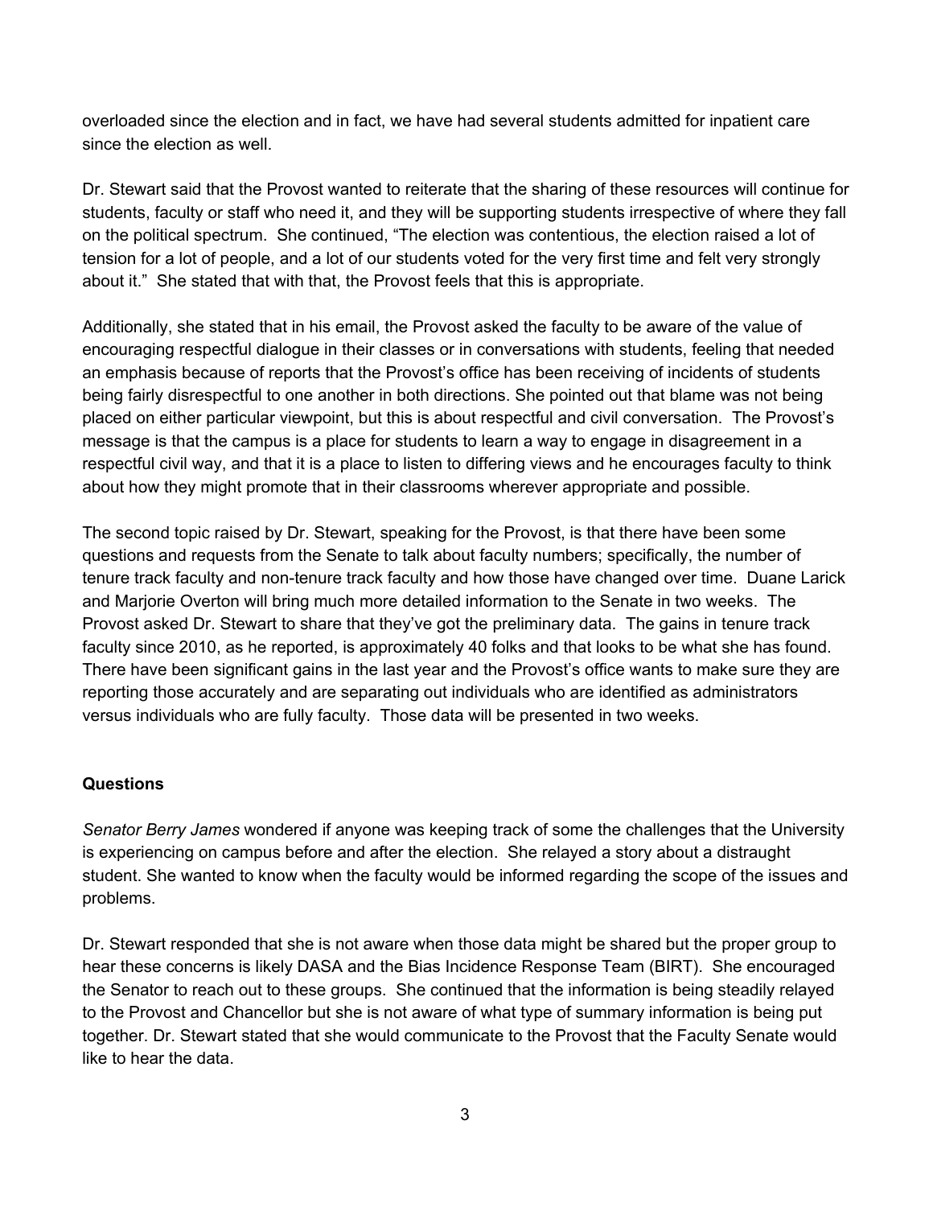overloaded since the election and in fact, we have had several students admitted for inpatient care since the election as well.

Dr. Stewart said that the Provost wanted to reiterate that the sharing of these resources will continue for students, faculty or staff who need it, and they will be supporting students irrespective of where they fall on the political spectrum. She continued, "The election was contentious, the election raised a lot of tension for a lot of people, and a lot of our students voted for the very first time and felt very strongly about it." She stated that with that, the Provost feels that this is appropriate.

Additionally, she stated that in his email, the Provost asked the faculty to be aware of the value of encouraging respectful dialogue in their classes or in conversations with students, feeling that needed an emphasis because of reports that the Provost's office has been receiving of incidents of students being fairly disrespectful to one another in both directions. She pointed out that blame was not being placed on either particular viewpoint, but this is about respectful and civil conversation. The Provost's message is that the campus is a place for students to learn a way to engage in disagreement in a respectful civil way, and that it is a place to listen to differing views and he encourages faculty to think about how they might promote that in their classrooms wherever appropriate and possible.

The second topic raised by Dr. Stewart, speaking for the Provost, is that there have been some questions and requests from the Senate to talk about faculty numbers; specifically, the number of tenure track faculty and non-tenure track faculty and how those have changed over time. Duane Larick and Marjorie Overton will bring much more detailed information to the Senate in two weeks. The Provost asked Dr. Stewart to share that they've got the preliminary data. The gains in tenure track faculty since 2010, as he reported, is approximately 40 folks and that looks to be what she has found. There have been significant gains in the last year and the Provost's office wants to make sure they are reporting those accurately and are separating out individuals who are identified as administrators versus individuals who are fully faculty. Those data will be presented in two weeks.

### Questions

*Senator Berry James* wondered if anyone was keeping track of some the challenges that the University is experiencing on campus before and after the election. She relayed a story about a distraught student. She wanted to know when the faculty would be informed regarding the scope of the issues and problems.

Dr. Stewart responded that she is not aware when those data might be shared but the proper group to hear these concerns is likely DASA and the Bias Incidence Response Team (BIRT). She encouraged the Senator to reach out to these groups. She continued that the information is being steadily relayed to the Provost and Chancellor but she is not aware of what type of summary information is being put together. Dr. Stewart stated that she would communicate to the Provost that the Faculty Senate would like to hear the data.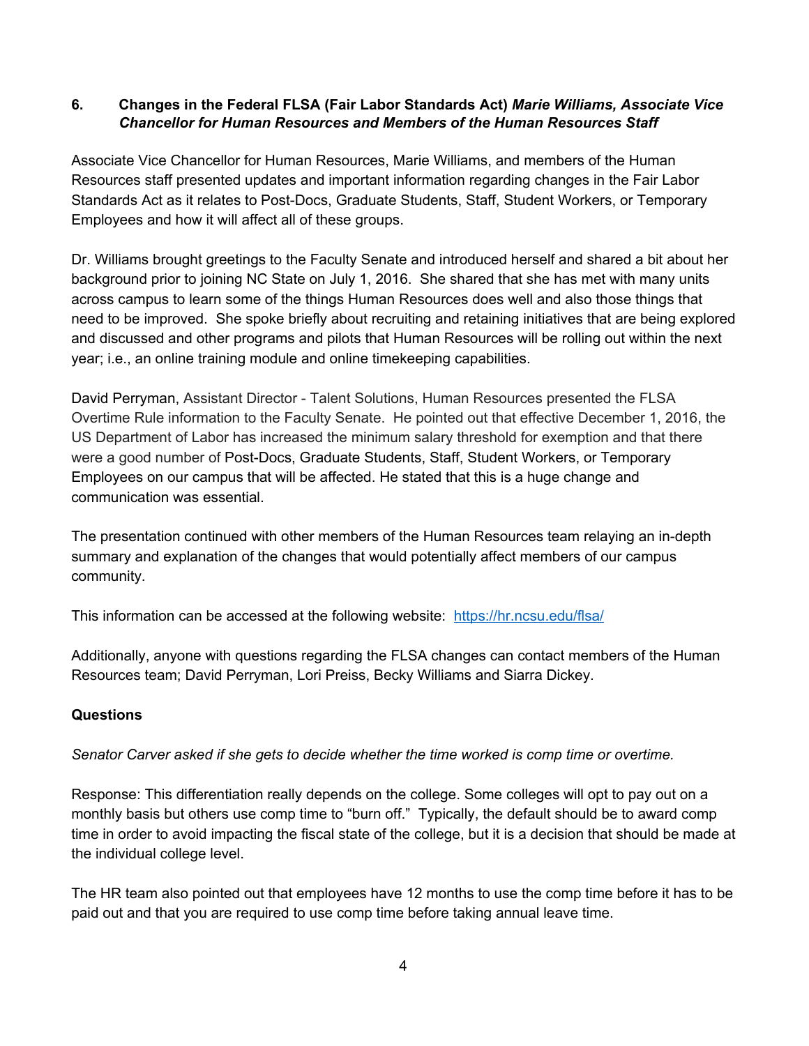**6. Changes in the Federal FLSA (Fair Labor Standards Act)** ***Marie Williams, Associate Vice Chancellor for Human Resources and Members of the Human Resources Staff***

Associate Vice Chancellor for Human Resources, Marie Williams, and members of the Human Resources staff presented updates and important information regarding changes in the Fair Labor Standards Act as it relates to Post-Docs, Graduate Students, Staff, Student Workers, or Temporary Employees and how it will affect all of these groups.

Dr. Williams brought greetings to the Faculty Senate and introduced herself and shared a bit about her background prior to joining NC State on July 1, 2016. She shared that she has met with many units across campus to learn some of the things Human Resources does well and also those things that need to be improved. She spoke briefly about recruiting and retaining initiatives that are being explored and discussed and other programs and pilots that Human Resources will be rolling out within the next year; i.e., an online training module and online timekeeping capabilities.

David Perryman, Assistant Director - Talent Solutions, Human Resources presented the FLSA Overtime Rule information to the Faculty Senate. He pointed out that effective December 1, 2016, the US Department of Labor has increased the minimum salary threshold for exemption and that there were a good number of Post-Docs, Graduate Students, Staff, Student Workers, or Temporary Employees on our campus that will be affected. He stated that this is a huge change and communication was essential.

The presentation continued with other members of the Human Resources team relaying an in-depth summary and explanation of the changes that would potentially affect members of our campus community.

This information can be accessed at the following website: https://hr.ncsu.edu/flsa/

Additionally, anyone with questions regarding the FLSA changes can contact members of the Human Resources team; David Perryman, Lori Preiss, Becky Williams and Siarra Dickey.

**Questions**

*Senator Carver asked if she gets to decide whether the time worked is comp time or overtime.*

Response: This differentiation really depends on the college. Some colleges will opt to pay out on a monthly basis but others use comp time to "burn off." Typically, the default should be to award comp time in order to avoid impacting the fiscal state of the college, but it is a decision that should be made at the individual college level.

The HR team also pointed out that employees have 12 months to use the comp time before it has to be paid out and that you are required to use comp time before taking annual leave time.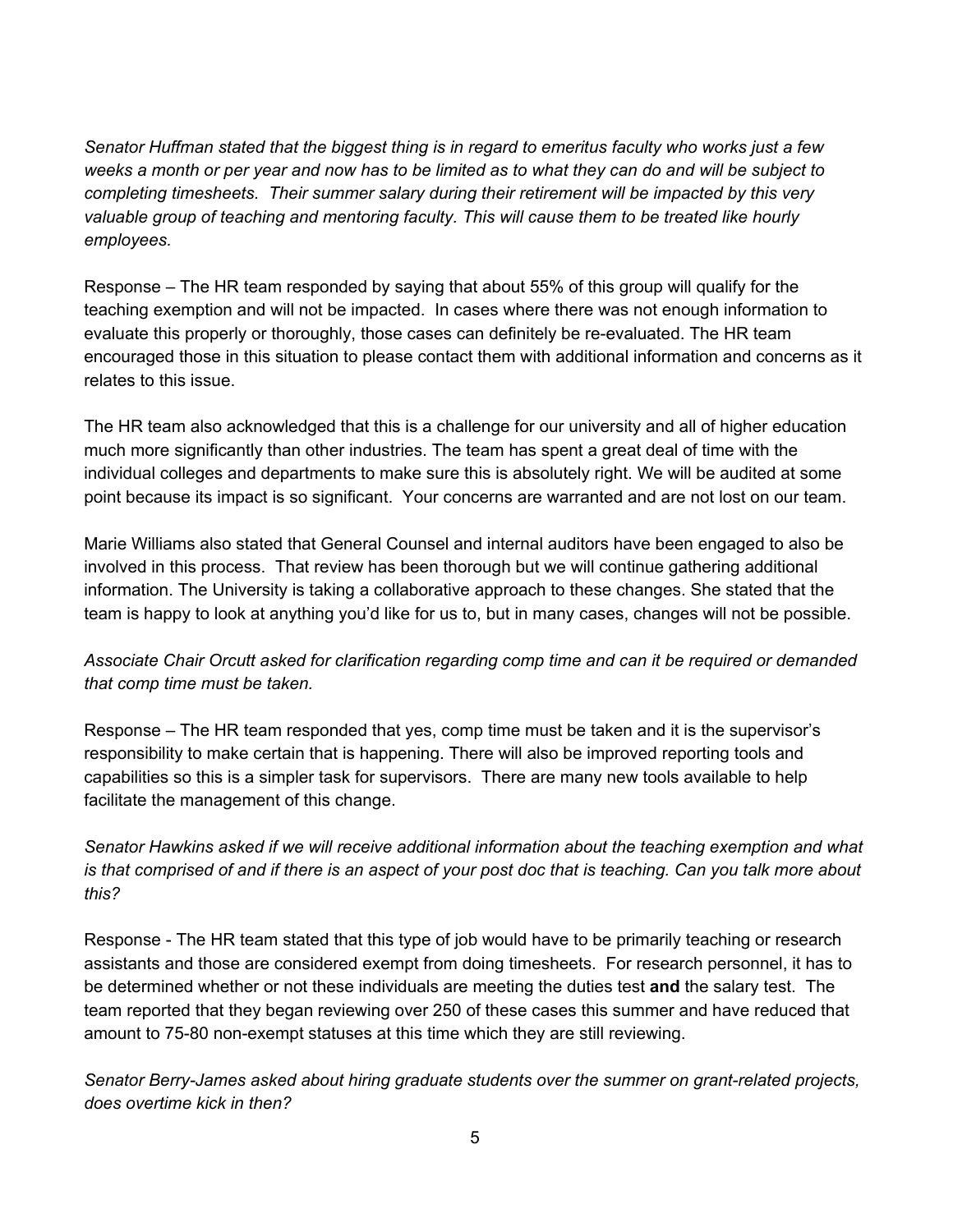*Senator Huffman stated that the biggest thing is in regard to emeritus faculty who works just a few weeks a month or per year and now has to be limited as to what they can do and will be subject to completing timesheets. Their summer salary during their retirement will be impacted by this very valuable group of teaching and mentoring faculty. This will cause them to be treated like hourly employees.*

Response – The HR team responded by saying that about 55% of this group will qualify for the teaching exemption and will not be impacted. In cases where there was not enough information to evaluate this properly or thoroughly, those cases can definitely be re-evaluated. The HR team encouraged those in this situation to please contact them with additional information and concerns as it relates to this issue.

The HR team also acknowledged that this is a challenge for our university and all of higher education much more significantly than other industries. The team has spent a great deal of time with the individual colleges and departments to make sure this is absolutely right. We will be audited at some point because its impact is so significant. Your concerns are warranted and are not lost on our team.

Marie Williams also stated that General Counsel and internal auditors have been engaged to also be involved in this process. That review has been thorough but we will continue gathering additional information. The University is taking a collaborative approach to these changes. She stated that the team is happy to look at anything you'd like for us to, but in many cases, changes will not be possible.

*Associate Chair Orcutt asked for clarification regarding comp time and can it be required or demanded that comp time must be taken.*

Response – The HR team responded that yes, comp time must be taken and it is the supervisor's responsibility to make certain that is happening. There will also be improved reporting tools and capabilities so this is a simpler task for supervisors. There are many new tools available to help facilitate the management of this change.

*Senator Hawkins asked if we will receive additional information about the teaching exemption and what is that comprised of and if there is an aspect of your post doc that is teaching. Can you talk more about this?*

Response - The HR team stated that this type of job would have to be primarily teaching or research assistants and those are considered exempt from doing timesheets. For research personnel, it has to be determined whether or not these individuals are meeting the duties test **and** the salary test. The team reported that they began reviewing over 250 of these cases this summer and have reduced that amount to 75-80 non-exempt statuses at this time which they are still reviewing.

*Senator Berry-James asked about hiring graduate students over the summer on grant-related projects, does overtime kick in then?*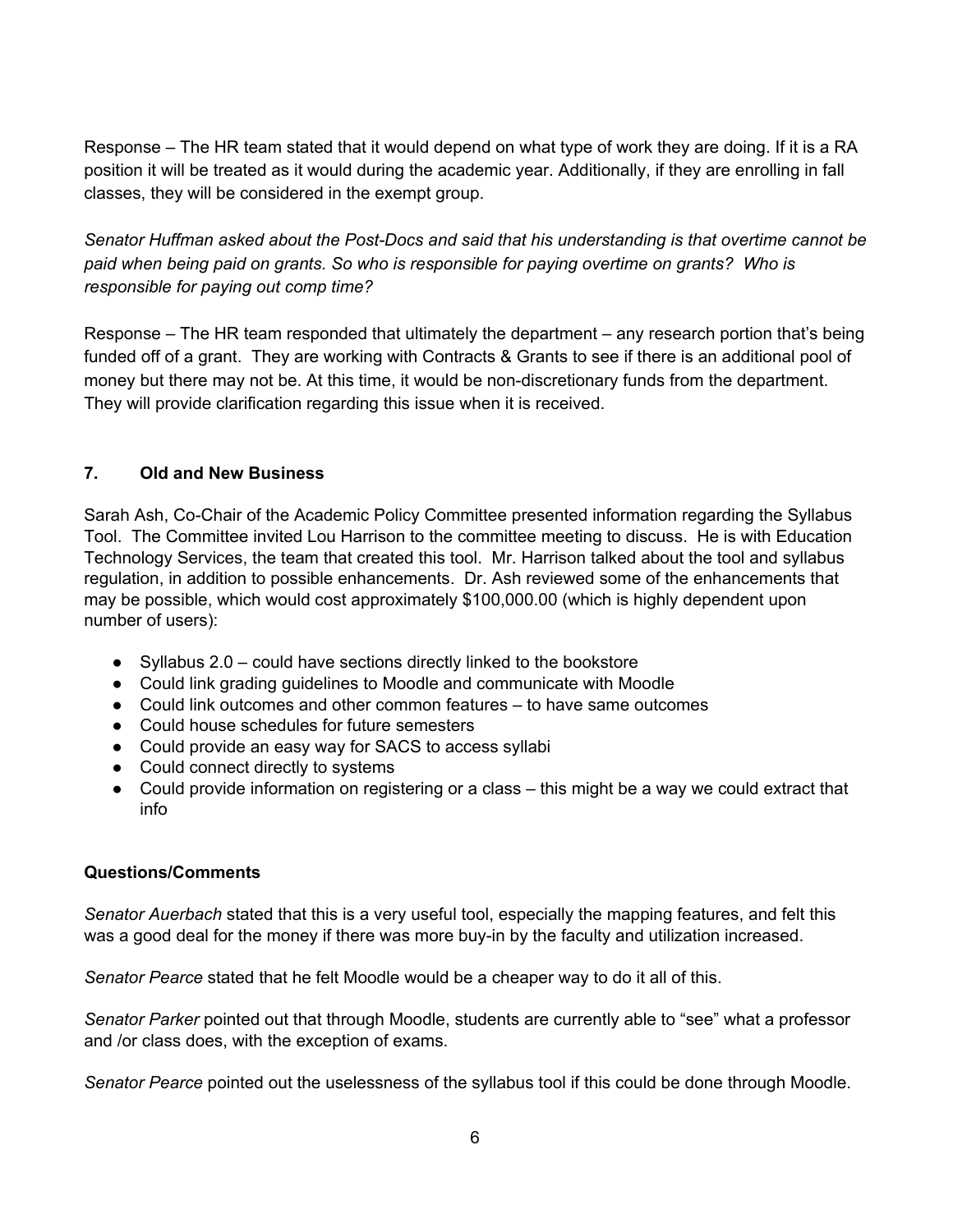Response – The HR team stated that it would depend on what type of work they are doing. If it is a RA position it will be treated as it would during the academic year. Additionally, if they are enrolling in fall classes, they will be considered in the exempt group.

*Senator Huffman asked about the Post-Docs and said that his understanding is that overtime cannot be paid when being paid on grants. So who is responsible for paying overtime on grants? Who is responsible for paying out comp time?*

Response – The HR team responded that ultimately the department – any research portion that's being funded off of a grant. They are working with Contracts & Grants to see if there is an additional pool of money but there may not be. At this time, it would be non-discretionary funds from the department. They will provide clarification regarding this issue when it is received.

### 7. Old and New Business

Sarah Ash, Co-Chair of the Academic Policy Committee presented information regarding the Syllabus Tool. The Committee invited Lou Harrison to the committee meeting to discuss. He is with Education Technology Services, the team that created this tool. Mr. Harrison talked about the tool and syllabus regulation, in addition to possible enhancements. Dr. Ash reviewed some of the enhancements that may be possible, which would cost approximately $100,000.00 (which is highly dependent upon number of users):

- Syllabus 2.0 – could have sections directly linked to the bookstore
- Could link grading guidelines to Moodle and communicate with Moodle
- Could link outcomes and other common features – to have same outcomes
- Could house schedules for future semesters
- Could provide an easy way for SACS to access syllabi
- Could connect directly to systems
- Could provide information on registering or a class – this might be a way we could extract that info

**Questions/Comments**

*Senator Auerbach* stated that this is a very useful tool, especially the mapping features, and felt this was a good deal for the money if there was more buy-in by the faculty and utilization increased.

*Senator Pearce* stated that he felt Moodle would be a cheaper way to do it all of this.

*Senator Parker* pointed out that through Moodle, students are currently able to "see" what a professor and /or class does, with the exception of exams.

*Senator Pearce* pointed out the uselessness of the syllabus tool if this could be done through Moodle.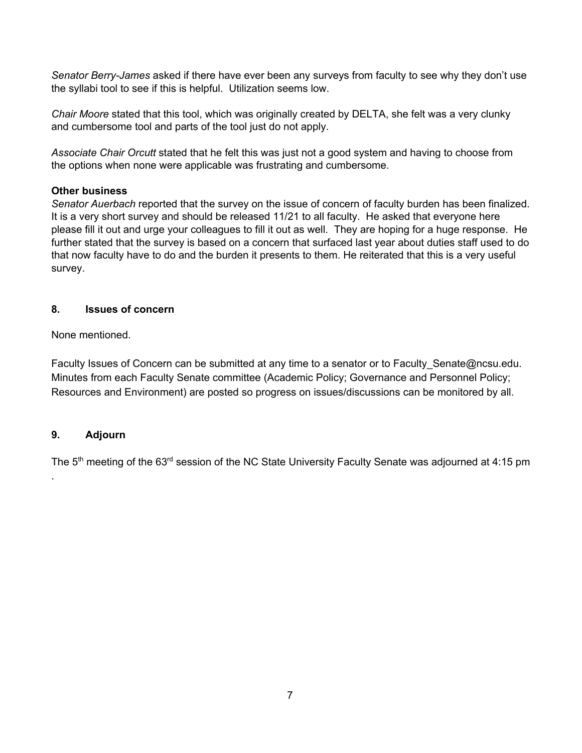*Senator Berry-James* asked if there have ever been any surveys from faculty to see why they don't use the syllabi tool to see if this is helpful. Utilization seems low.

*Chair Moore* stated that this tool, which was originally created by DELTA, she felt was a very clunky and cumbersome tool and parts of the tool just do not apply.

*Associate Chair Orcutt* stated that he felt this was just not a good system and having to choose from the options when none were applicable was frustrating and cumbersome.

**Other business**

*Senator Auerbach* reported that the survey on the issue of concern of faculty burden has been finalized. It is a very short survey and should be released 11/21 to all faculty. He asked that everyone here please fill it out and urge your colleagues to fill it out as well. They are hoping for a huge response. He further stated that the survey is based on a concern that surfaced last year about duties staff used to do that now faculty have to do and the burden it presents to them. He reiterated that this is a very useful survey.

## 8. Issues of concern

None mentioned.

Faculty Issues of Concern can be submitted at any time to a senator or to Faculty_Senate@ncsu.edu. Minutes from each Faculty Senate committee (Academic Policy; Governance and Personnel Policy; Resources and Environment) are posted so progress on issues/discussions can be monitored by all.

## 9. Adjourn

The 5th meeting of the 63rd session of the NC State University Faculty Senate was adjourned at 4:15 pm .